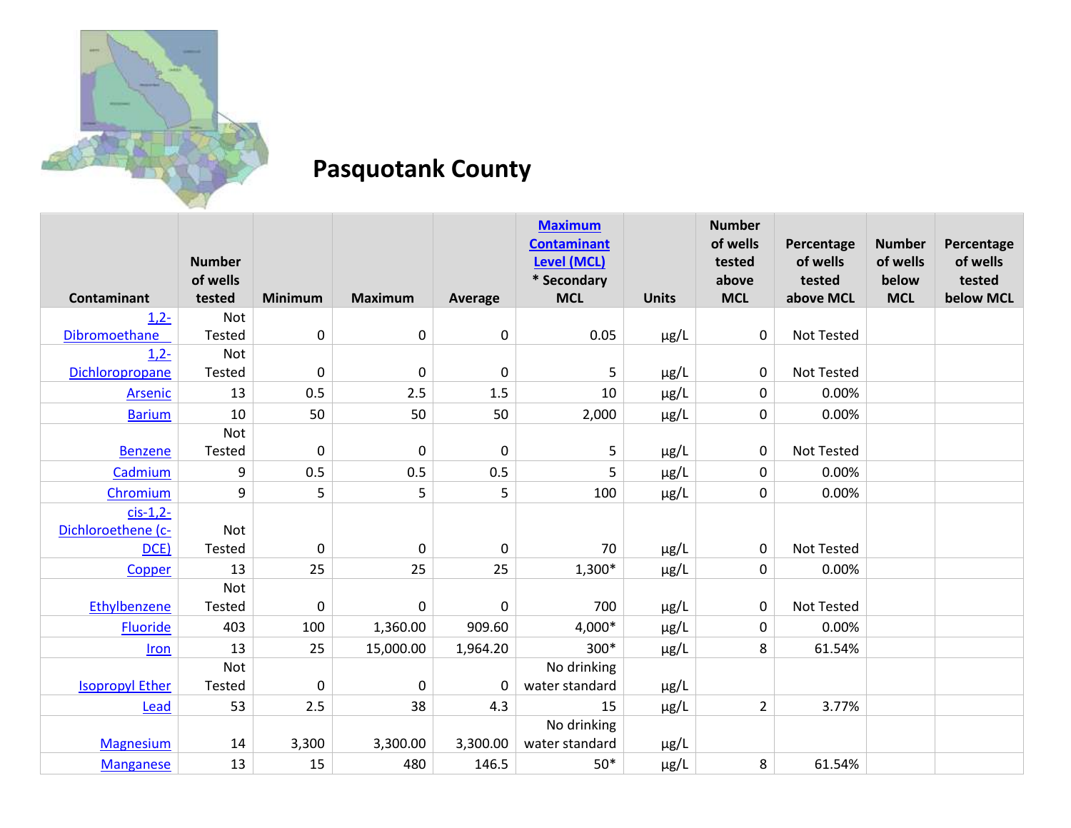# Pasquotank County

| Contaminant | Number of wells tested | Minimum | Maximum | Average | Maximum Contaminant Level (MCL) * Secondary MCL | Units | Number of wells tested above MCL | Percentage of wells tested above MCL | Number of wells below MCL | Percentage of wells tested below MCL |
|---|---|---|---|---|---|---|---|---|---|---|
| 1,2-Dibromoethane | Not Tested | 0 | 0 | 0 | 0.05 | µg/L | 0 | Not Tested | | |
| 1,2-Dichloropropane | Not Tested | 0 | 0 | 0 | 5 | µg/L | 0 | Not Tested | | |
| Arsenic | 13 | 0.5 | 2.5 | 1.5 | 10 | µg/L | 0 | 0.00% | | |
| Barium | 10 | 50 | 50 | 50 | 2,000 | µg/L | 0 | 0.00% | | |
| Benzene | Not Tested | 0 | 0 | 0 | 5 | µg/L | 0 | Not Tested | | |
| Cadmium | 9 | 0.5 | 0.5 | 0.5 | 5 | µg/L | 0 | 0.00% | | |
| Chromium | 9 | 5 | 5 | 5 | 100 | µg/L | 0 | 0.00% | | |
| cis-1,2-Dichloroethene (c-DCE) | Not Tested | 0 | 0 | 0 | 70 | µg/L | 0 | Not Tested | | |
| Copper | 13 | 25 | 25 | 25 | 1,300* | µg/L | 0 | 0.00% | | |
| Ethylbenzene | Not Tested | 0 | 0 | 0 | 700 | µg/L | 0 | Not Tested | | |
| Fluoride | 403 | 100 | 1,360.00 | 909.60 | 4,000* | µg/L | 0 | 0.00% | | |
| Iron | 13 | 25 | 15,000.00 | 1,964.20 | 300* | µg/L | 8 | 61.54% | | |
| Isopropyl Ether | Not Tested | 0 | 0 | 0 | No drinking water standard | µg/L | | | | |
| Lead | 53 | 2.5 | 38 | 4.3 | 15 | µg/L | 2 | 3.77% | | |
| Magnesium | 14 | 3,300 | 3,300.00 | 3,300.00 | No drinking water standard | µg/L | | | | |
| Manganese | 13 | 15 | 480 | 146.5 | 50* | µg/L | 8 | 61.54% | | |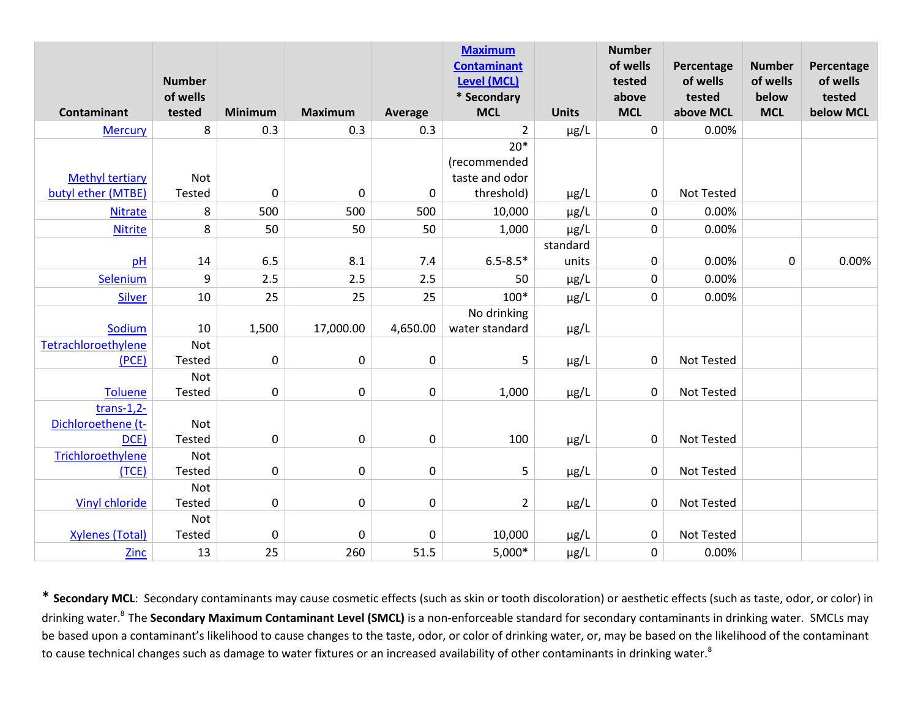| Contaminant | Number of wells tested | Minimum | Maximum | Average | Maximum Contaminant Level (MCL) * Secondary MCL | Units | Number of wells tested above MCL | Percentage of wells tested above MCL | Number of wells below MCL | Percentage of wells tested below MCL |
|---|---|---|---|---|---|---|---|---|---|---|
| Mercury | 8 | 0.3 | 0.3 | 0.3 | 2 | μg/L | 0 | 0.00% | | |
| Methyl tertiary butyl ether (MTBE) | Not Tested | 0 | 0 | 0 | 20* (recommended taste and odor threshold) | μg/L | 0 | Not Tested | | |
| Nitrate | 8 | 500 | 500 | 500 | 10,000 | μg/L | 0 | 0.00% | | |
| Nitrite | 8 | 50 | 50 | 50 | 1,000 | μg/L | 0 | 0.00% | | |
| pH | 14 | 6.5 | 8.1 | 7.4 | 6.5-8.5* | standard units | 0 | 0.00% | 0 | 0.00% |
| Selenium | 9 | 2.5 | 2.5 | 2.5 | 50 | μg/L | 0 | 0.00% | | |
| Silver | 10 | 25 | 25 | 25 | 100* | μg/L | 0 | 0.00% | | |
| Sodium | 10 | 1,500 | 17,000.00 | 4,650.00 | No drinking water standard | μg/L | | | | |
| Tetrachloroethylene (PCE) | Not Tested | 0 | 0 | 0 | 5 | μg/L | 0 | Not Tested | | |
| Toluene | Not Tested | 0 | 0 | 0 | 1,000 | μg/L | 0 | Not Tested | | |
| trans-1,2-Dichloroethene (t-DCE) | Not Tested | 0 | 0 | 0 | 100 | μg/L | 0 | Not Tested | | |
| Trichloroethylene (TCE) | Not Tested | 0 | 0 | 0 | 5 | μg/L | 0 | Not Tested | | |
| Vinyl chloride | Not Tested | 0 | 0 | 0 | 2 | μg/L | 0 | Not Tested | | |
| Xylenes (Total) | Not Tested | 0 | 0 | 0 | 10,000 | μg/L | 0 | Not Tested | | |
| Zinc | 13 | 25 | 260 | 51.5 | 5,000* | μg/L | 0 | 0.00% | | |

\* **Secondary MCL**: Secondary contaminants may cause cosmetic effects (such as skin or tooth discoloration) or aesthetic effects (such as taste, odor, or color) in drinking water.[8] The **Secondary Maximum Contaminant Level (SMCL)** is a non-enforceable standard for secondary contaminants in drinking water. SMCLs may be based upon a contaminant's likelihood to cause changes to the taste, odor, or color of drinking water, or, may be based on the likelihood of the contaminant to cause technical changes such as damage to water fixtures or an increased availability of other contaminants in drinking water.[8]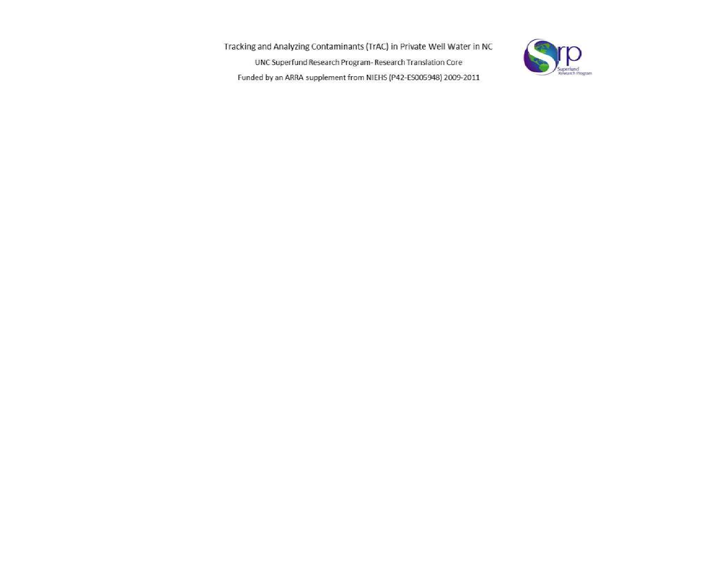Tracking and Analyzing Contaminants (TrAC) in Private Well Water in NC

UNC Superfund Research Program- Research Translation Core

Funded by an ARRA supplement from NIEHS (P42-ES005948) 2009-2011